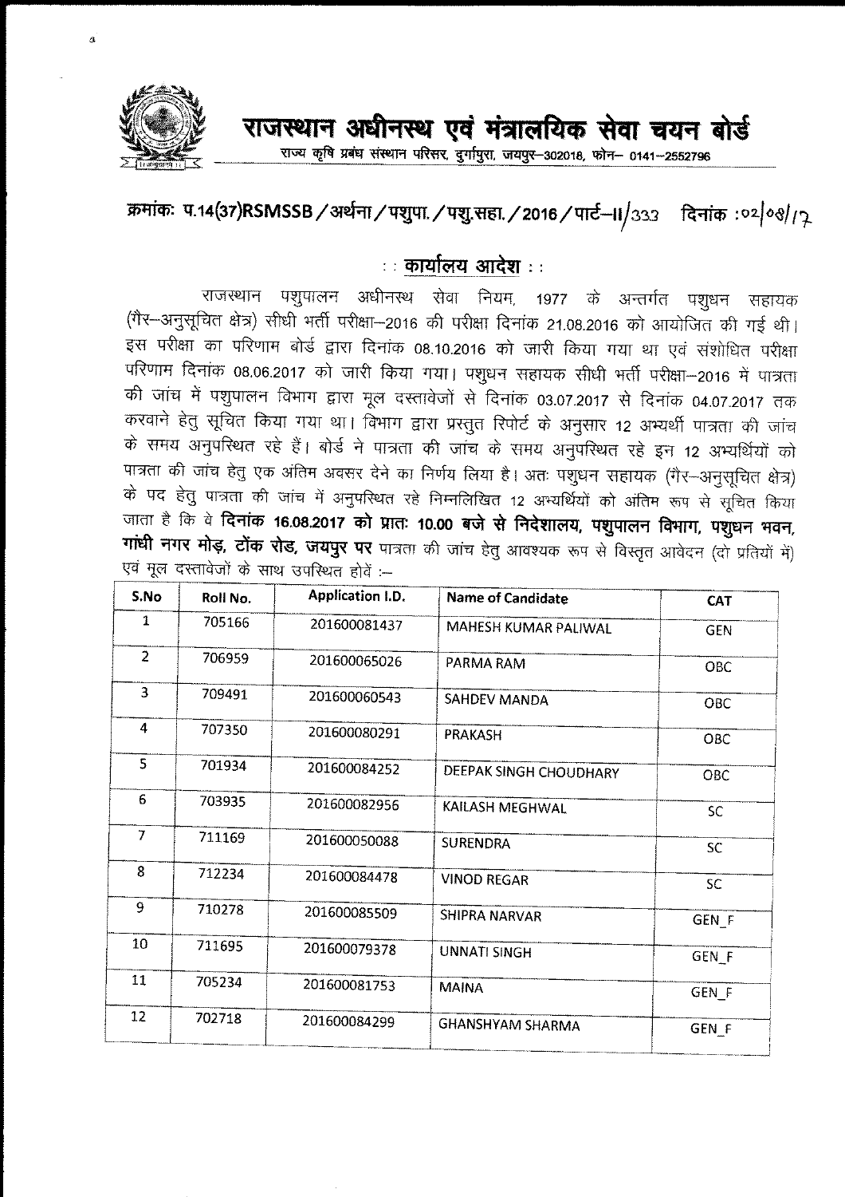# राजस्थान अधीनस्थ एवं मंत्रालयिक सेवा चयन बोर्ड

राज्य कृषि प्रबंध संस्थान परिसर, दुर्गापुरा, जयपुर–302018, फोन– 0141–2552796

**क्रमांकः प.14(37)RSMSSB / अर्थना / पशुपा. / पशु.सहा. / 2016 / पार्ट–II/333 दिनांक :02/08/17**

## :: कार्यालय आदेश ::

राजस्थान पशुपालन अधीनस्थ सेवा नियम, 1977 के अन्तर्गत पशुधन सहायक (गैर–अनुसूचित क्षेत्र) सीधी भर्ती परीक्षा–2016 की परीक्षा दिनांक 21.08.2016 को आयोजित की गई थी। इस परीक्षा का परिणाम बोर्ड द्वारा दिनांक 08.10.2016 को जारी किया गया था एवं संशोधित परीक्षा परिणाम दिनांक 08.06.2017 को जारी किया गया। पशुधन सहायक सीधी भर्ती परीक्षा–2016 में पात्रता की जांच में पशुपालन विभाग द्वारा मूल दस्तावेजों से दिनांक 03.07.2017 से दिनांक 04.07.2017 तक करवाने हेतु सूचित किया गया था। विभाग द्वारा प्रस्तुत रिपोर्ट के अनुसार 12 अभ्यर्थी पात्रता की जांच के समय अनुपस्थित रहे हैं। बोर्ड ने पात्रता की जांच के समय अनुपस्थित रहे इन 12 अभ्यर्थियों को पात्रता की जांच हेतु एक अंतिम अवसर देने का निर्णय लिया है। अतः पशुधन सहायक (गैर–अनुसूचित क्षेत्र) के पद हेतु पात्रता की जांच में अनुपस्थित रहे निम्नलिखित 12 अभ्यर्थियों को अंतिम रूप से सूचित किया जाता है कि वे **दिनांक 16.08.2017 को प्रातः 10.00 बजे से निदेशालय, पशुपालन विभाग, पशुधन भवन, गांधी नगर मोड़, टोंक रोड, जयपुर पर** पात्रता की जांच हेतु आवश्यक रूप से विस्तृत आवेदन (दो प्रतियों में) एवं मूल दस्तावेजों के साथ उपस्थित होवें :–

| S.No | Roll No. | Application I.D. | Name of Candidate | CAT |
|---|---|---|---|---|
| 1 | 705166 | 201600081437 | MAHESH KUMAR PALIWAL | GEN |
| 2 | 706959 | 201600065026 | PARMA RAM | OBC |
| 3 | 709491 | 201600060543 | SAHDEV MANDA | OBC |
| 4 | 707350 | 201600080291 | PRAKASH | OBC |
| 5 | 701934 | 201600084252 | DEEPAK SINGH CHOUDHARY | OBC |
| 6 | 703935 | 201600082956 | KAILASH MEGHWAL | SC |
| 7 | 711169 | 201600050088 | SURENDRA | SC |
| 8 | 712234 | 201600084478 | VINOD REGAR | SC |
| 9 | 710278 | 201600085509 | SHIPRA NARVAR | GEN_F |
| 10 | 711695 | 201600079378 | UNNATI SINGH | GEN_F |
| 11 | 705234 | 201600081753 | MAINA | GEN_F |
| 12 | 702718 | 201600084299 | GHANSHYAM SHARMA | GEN_F |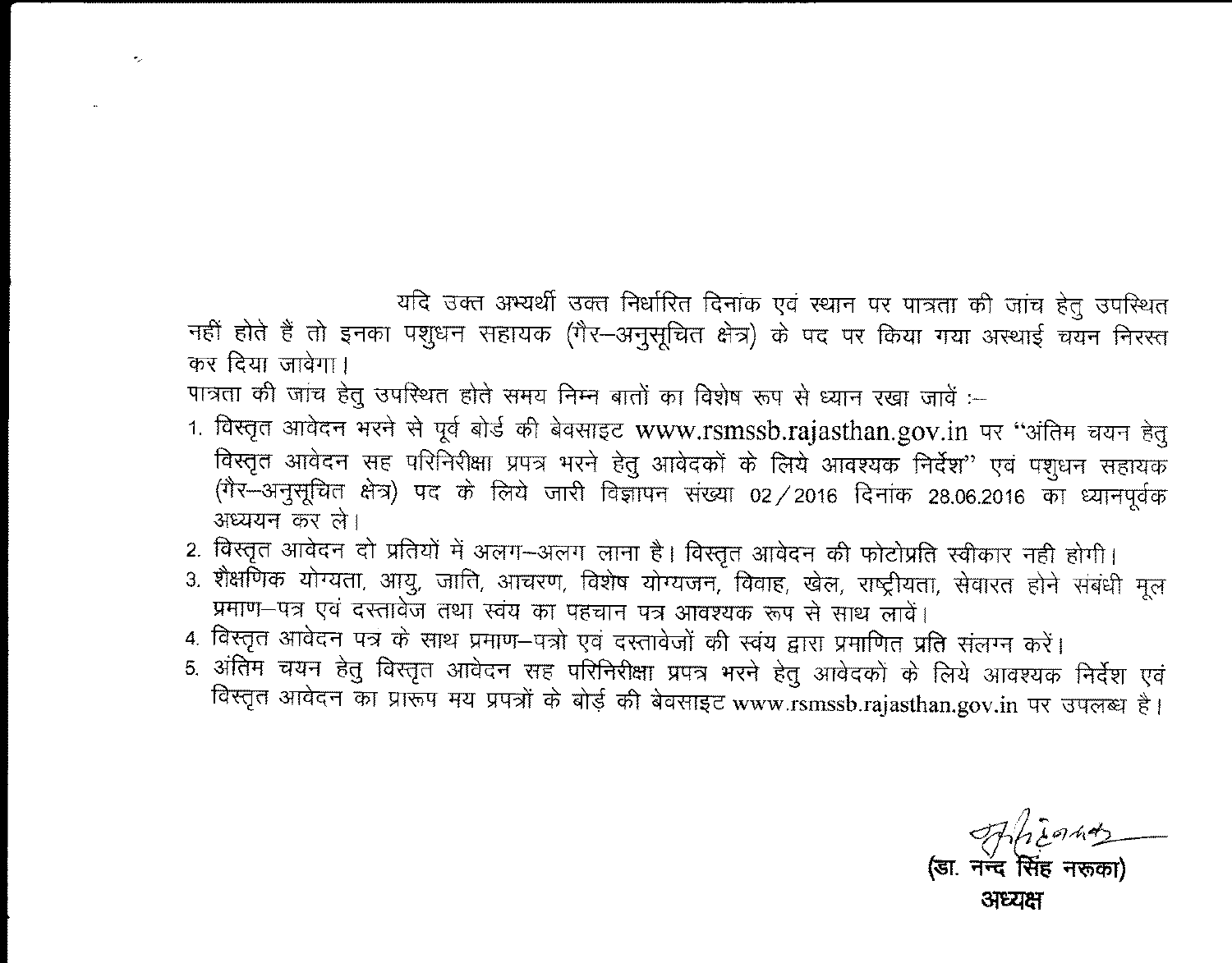यदि उक्त अभ्यर्थी उक्त निर्धारित दिनांक एवं स्थान पर पात्रता की जांच हेतु उपस्थित नहीं होते हैं तो इनका पशुधन सहायक (गैर–अनुसूचित क्षेत्र) के पद पर किया गया अस्थाई चयन निरस्त कर दिया जावेगा।

पात्रता की जांच हेतु उपस्थित होते समय निम्न बातों का विशेष रूप से ध्यान रखा जावें :–

1. विस्तृत आवेदन भरने से पूर्व बोर्ड की बेवसाइट www.rsmssb.rajasthan.gov.in पर "अंतिम चयन हेतु विस्तृत आवेदन सह परिनिरीक्षा प्रपत्र भरने हेतु आवेदकों के लिये आवश्यक निर्देश" एवं पशुधन सहायक (गैर–अनुसूचित क्षेत्र) पद के लिये जारी विज्ञापन संख्या 02/2016 दिनांक 28.06.2016 का ध्यानपूर्वक अध्ययन कर ले।
2. विस्तृत आवेदन दो प्रतियों में अलग–अलग लाना है। विस्तृत आवेदन की फोटोप्रति स्वीकार नही होगी।
3. शैक्षणिक योग्यता, आयु, जाति, आचरण, विशेष योग्यजन, विवाह, खेल, राष्ट्रीयता, सेवारत होने संबंधी मूल प्रमाण–पत्र एवं दस्तावेज तथा स्वंय का पहचान पत्र आवश्यक रूप से साथ लावें।
4. विस्तृत आवेदन पत्र के साथ प्रमाण–पत्रो एवं दस्तावेजों की स्वंय द्वारा प्रमाणित प्रति संलग्न करें।
5. अंतिम चयन हेतु विस्तृत आवेदन सह परिनिरीक्षा प्रपत्र भरने हेतु आवेदको के लिये आवश्यक निर्देश एवं विस्तृत आवेदन का प्रारूप मय प्रपत्रों के बोर्ड की बेवसाइट www.rsmssb.rajasthan.gov.in पर उपलब्ध है।

(डा. नन्द सिंह नरुका)
अध्यक्ष